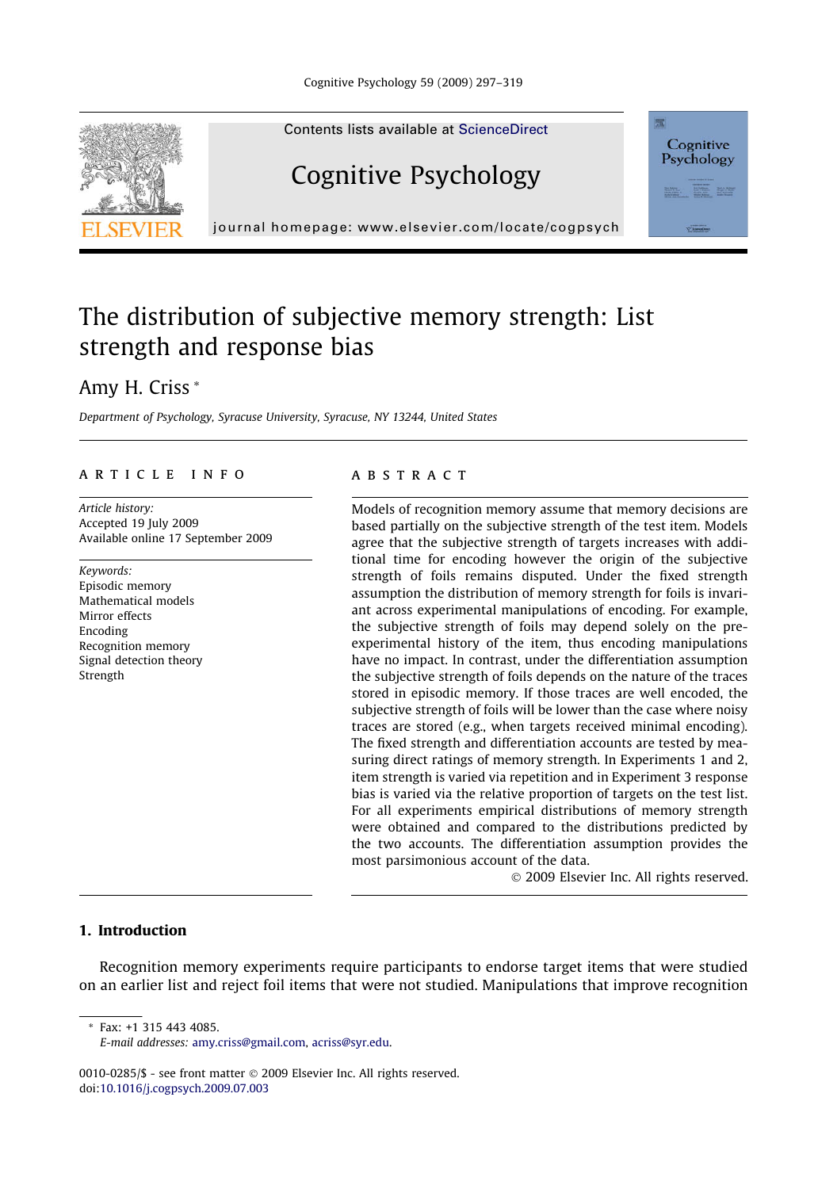Contents lists available at ScienceDirect

# Cognitive Psychology

journal homepage: www.elsevier.com/locate/cogpsych

# The distribution of subjective memory strength: List strength and response bias

Amy H. Criss *

*Department of Psychology, Syracuse University, Syracuse, NY 13244, United States*

## ARTICLE INFO

*Article history:*
Accepted 19 July 2009
Available online 17 September 2009

*Keywords:*
Episodic memory
Mathematical models
Mirror effects
Encoding
Recognition memory
Signal detection theory
Strength

## ABSTRACT

Models of recognition memory assume that memory decisions are based partially on the subjective strength of the test item. Models agree that the subjective strength of targets increases with additional time for encoding however the origin of the subjective strength of foils remains disputed. Under the fixed strength assumption the distribution of memory strength for foils is invariant across experimental manipulations of encoding. For example, the subjective strength of foils may depend solely on the pre-experimental history of the item, thus encoding manipulations have no impact. In contrast, under the differentiation assumption the subjective strength of foils depends on the nature of the traces stored in episodic memory. If those traces are well encoded, the subjective strength of foils will be lower than the case where noisy traces are stored (e.g., when targets received minimal encoding). The fixed strength and differentiation accounts are tested by measuring direct ratings of memory strength. In Experiments 1 and 2, item strength is varied via repetition and in Experiment 3 response bias is varied via the relative proportion of targets on the test list. For all experiments empirical distributions of memory strength were obtained and compared to the distributions predicted by the two accounts. The differentiation assumption provides the most parsimonious account of the data.

© 2009 Elsevier Inc. All rights reserved.

## 1. Introduction

Recognition memory experiments require participants to endorse target items that were studied on an earlier list and reject foil items that were not studied. Manipulations that improve recognition

* Fax: +1 315 443 4085.
*E-mail addresses:* amy.criss@gmail.com, acriss@syr.edu.

0010-0285/$ - see front matter © 2009 Elsevier Inc. All rights reserved.
doi:10.1016/j.cogpsych.2009.07.003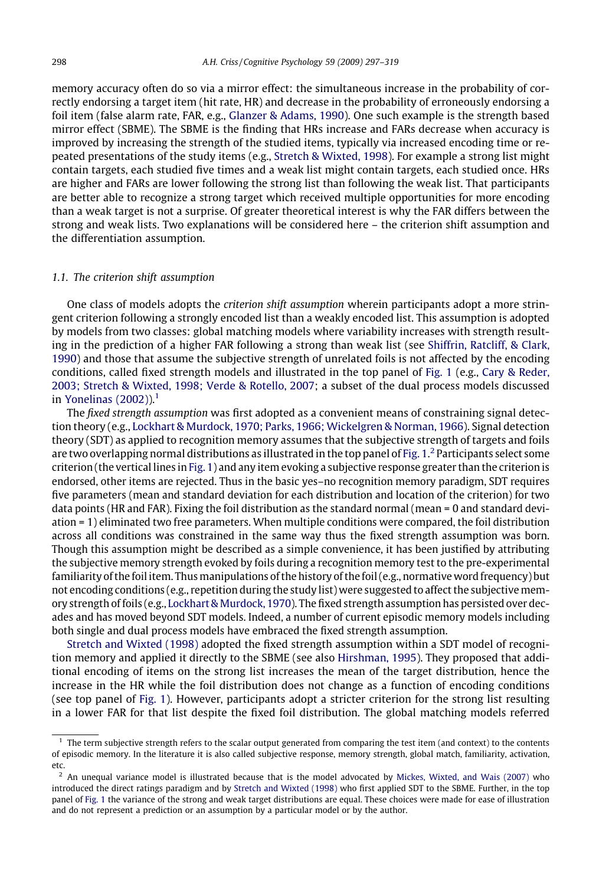memory accuracy often do so via a mirror effect: the simultaneous increase in the probability of correctly endorsing a target item (hit rate, HR) and decrease in the probability of erroneously endorsing a foil item (false alarm rate, FAR, e.g., Glanzer & Adams, 1990). One such example is the strength based mirror effect (SBME). The SBME is the finding that HRs increase and FARs decrease when accuracy is improved by increasing the strength of the studied items, typically via increased encoding time or repeated presentations of the study items (e.g., Stretch & Wixted, 1998). For example a strong list might contain targets, each studied five times and a weak list might contain targets, each studied once. HRs are higher and FARs are lower following the strong list than following the weak list. That participants are better able to recognize a strong target which received multiple opportunities for more encoding than a weak target is not a surprise. Of greater theoretical interest is why the FAR differs between the strong and weak lists. Two explanations will be considered here – the criterion shift assumption and the differentiation assumption.

### 1.1. The criterion shift assumption

One class of models adopts the *criterion shift assumption* wherein participants adopt a more stringent criterion following a strongly encoded list than a weakly encoded list. This assumption is adopted by models from two classes: global matching models where variability increases with strength resulting in the prediction of a higher FAR following a strong than weak list (see Shiffrin, Ratcliff, & Clark, 1990) and those that assume the subjective strength of unrelated foils is not affected by the encoding conditions, called fixed strength models and illustrated in the top panel of Fig. 1 (e.g., Cary & Reder, 2003; Stretch & Wixted, 1998; Verde & Rotello, 2007; a subset of the dual process models discussed in Yonelinas (2002)).[1]

The *fixed strength assumption* was first adopted as a convenient means of constraining signal detection theory (e.g., Lockhart & Murdock, 1970; Parks, 1966; Wickelgren & Norman, 1966). Signal detection theory (SDT) as applied to recognition memory assumes that the subjective strength of targets and foils are two overlapping normal distributions as illustrated in the top panel of Fig. 1.[2] Participants select some criterion (the vertical lines in Fig. 1) and any item evoking a subjective response greater than the criterion is endorsed, other items are rejected. Thus in the basic yes–no recognition memory paradigm, SDT requires five parameters (mean and standard deviation for each distribution and location of the criterion) for two data points (HR and FAR). Fixing the foil distribution as the standard normal (mean = 0 and standard deviation = 1) eliminated two free parameters. When multiple conditions were compared, the foil distribution across all conditions was constrained in the same way thus the fixed strength assumption was born. Though this assumption might be described as a simple convenience, it has been justified by attributing the subjective memory strength evoked by foils during a recognition memory test to the pre-experimental familiarity of the foil item. Thus manipulations of the history of the foil (e.g., normative word frequency) but not encoding conditions (e.g., repetition during the study list) were suggested to affect the subjective memory strength of foils (e.g., Lockhart & Murdock, 1970). The fixed strength assumption has persisted over decades and has moved beyond SDT models. Indeed, a number of current episodic memory models including both single and dual process models have embraced the fixed strength assumption.

Stretch and Wixted (1998) adopted the fixed strength assumption within a SDT model of recognition memory and applied it directly to the SBME (see also Hirshman, 1995). They proposed that additional encoding of items on the strong list increases the mean of the target distribution, hence the increase in the HR while the foil distribution does not change as a function of encoding conditions (see top panel of Fig. 1). However, participants adopt a stricter criterion for the strong list resulting in a lower FAR for that list despite the fixed foil distribution. The global matching models referred

---

[1] The term subjective strength refers to the scalar output generated from comparing the test item (and context) to the contents of episodic memory. In the literature it is also called subjective response, memory strength, global match, familiarity, activation, etc.

[2] An unequal variance model is illustrated because that is the model advocated by Mickes, Wixted, and Wais (2007) who introduced the direct ratings paradigm and by Stretch and Wixted (1998) who first applied SDT to the SBME. Further, in the top panel of Fig. 1 the variance of the strong and weak target distributions are equal. These choices were made for ease of illustration and do not represent a prediction or an assumption by a particular model or by the author.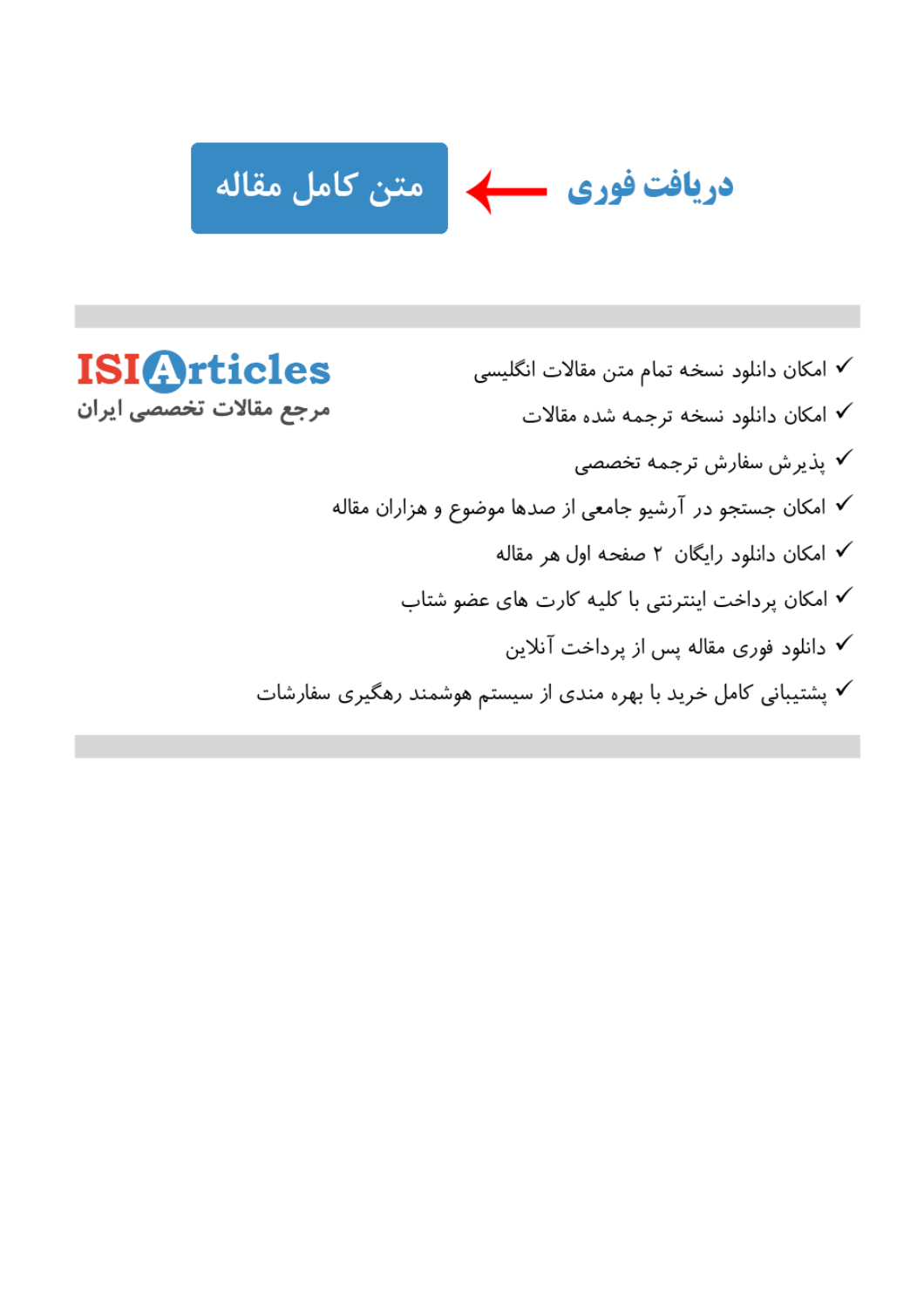دریافت فوری ← متن کامل مقاله

ISIArticles
مرجع مقالات تخصصی ایران

- ✓ امکان دانلود نسخه تمام متن مقالات انگلیسی
- ✓ امکان دانلود نسخه ترجمه شده مقالات
- ✓ پذیرش سفارش ترجمه تخصصی
- ✓ امکان جستجو در آرشیو جامعی از صدها موضوع و هزاران مقاله
- ✓ امکان دانلود رایگان ۲ صفحه اول هر مقاله
- ✓ امکان پرداخت اینترنتی با کلیه کارت های عضو شتاب
- ✓ دانلود فوری مقاله پس از پرداخت آنلاین
- ✓ پشتیبانی کامل خرید با بهره مندی از سیستم هوشمند رهگیری سفارشات